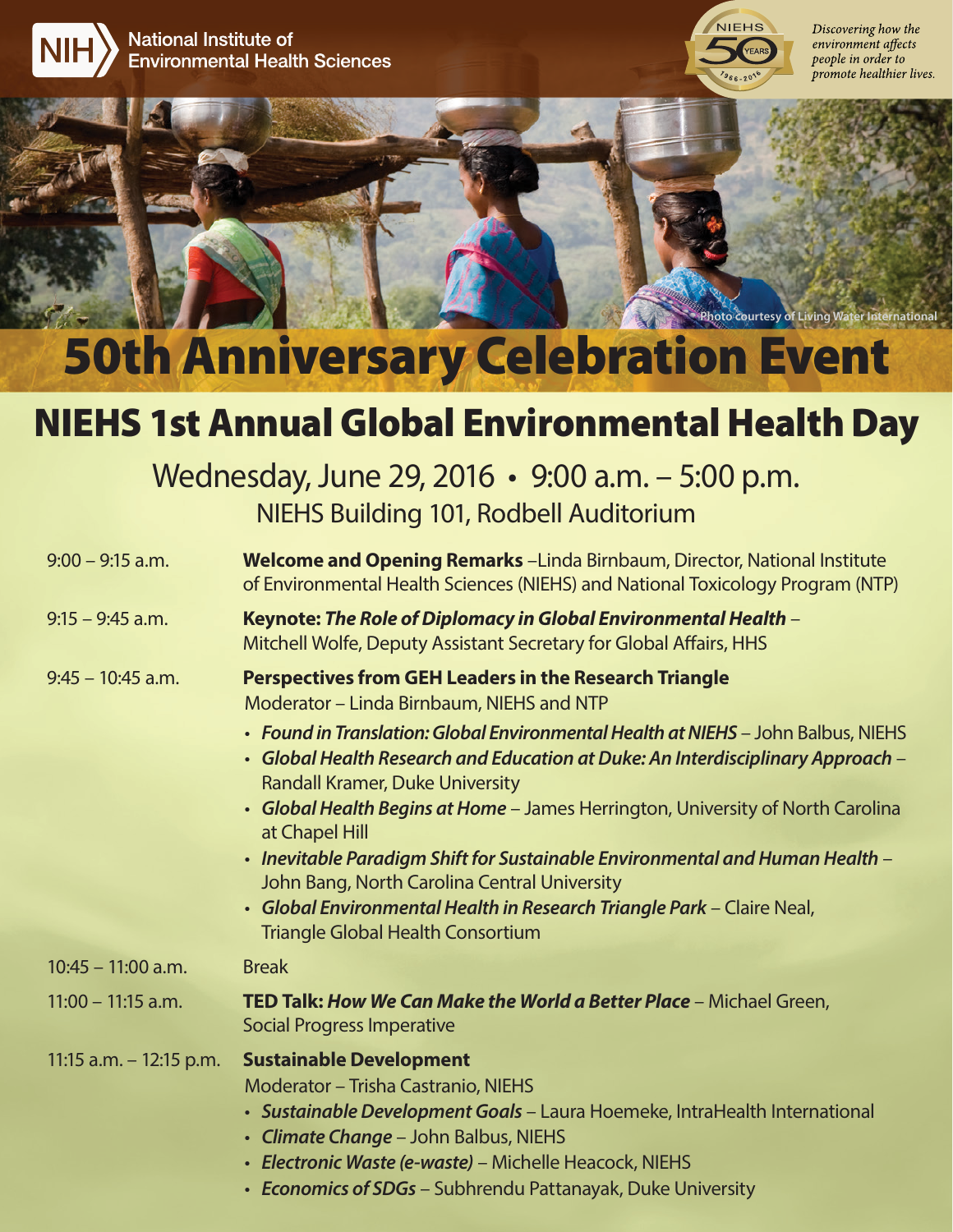NIH National Institute of Environmental Health Sciences

NIEHS 50 YEARS 1966–2016

*Discovering how the environment affects people in order to promote healthier lives.*

Photo courtesy of Living Water International

# 50th Anniversary Celebration Event

## NIEHS 1st Annual Global Environmental Health Day

Wednesday, June 29, 2016 • 9:00 a.m. – 5:00 p.m.

NIEHS Building 101, Rodbell Auditorium

| | |
|---|---|
| 9:00 – 9:15 a.m. | **Welcome and Opening Remarks** –Linda Birnbaum, Director, National Institute of Environmental Health Sciences (NIEHS) and National Toxicology Program (NTP) |
| 9:15 – 9:45 a.m. | **Keynote: *The Role of Diplomacy in Global Environmental Health*** – Mitchell Wolfe, Deputy Assistant Secretary for Global Affairs, HHS |
| 9:45 – 10:45 a.m. | **Perspectives from GEH Leaders in the Research Triangle**<br>Moderator – Linda Birnbaum, NIEHS and NTP<br>• ***Found in Translation: Global Environmental Health at NIEHS*** – John Balbus, NIEHS<br>• ***Global Health Research and Education at Duke: An Interdisciplinary Approach*** – Randall Kramer, Duke University<br>• ***Global Health Begins at Home*** – James Herrington, University of North Carolina at Chapel Hill<br>• ***Inevitable Paradigm Shift for Sustainable Environmental and Human Health*** – John Bang, North Carolina Central University<br>• ***Global Environmental Health in Research Triangle Park*** – Claire Neal, Triangle Global Health Consortium |
| 10:45 – 11:00 a.m. | Break |
| 11:00 – 11:15 a.m. | **TED Talk: *How We Can Make the World a Better Place*** – Michael Green, Social Progress Imperative |
| 11:15 a.m. – 12:15 p.m. | **Sustainable Development**<br>Moderator – Trisha Castranio, NIEHS<br>• ***Sustainable Development Goals*** – Laura Hoemeke, IntraHealth International<br>• ***Climate Change*** – John Balbus, NIEHS<br>• ***Electronic Waste (e-waste)*** – Michelle Heacock, NIEHS<br>• ***Economics of SDGs*** – Subhrendu Pattanayak, Duke University |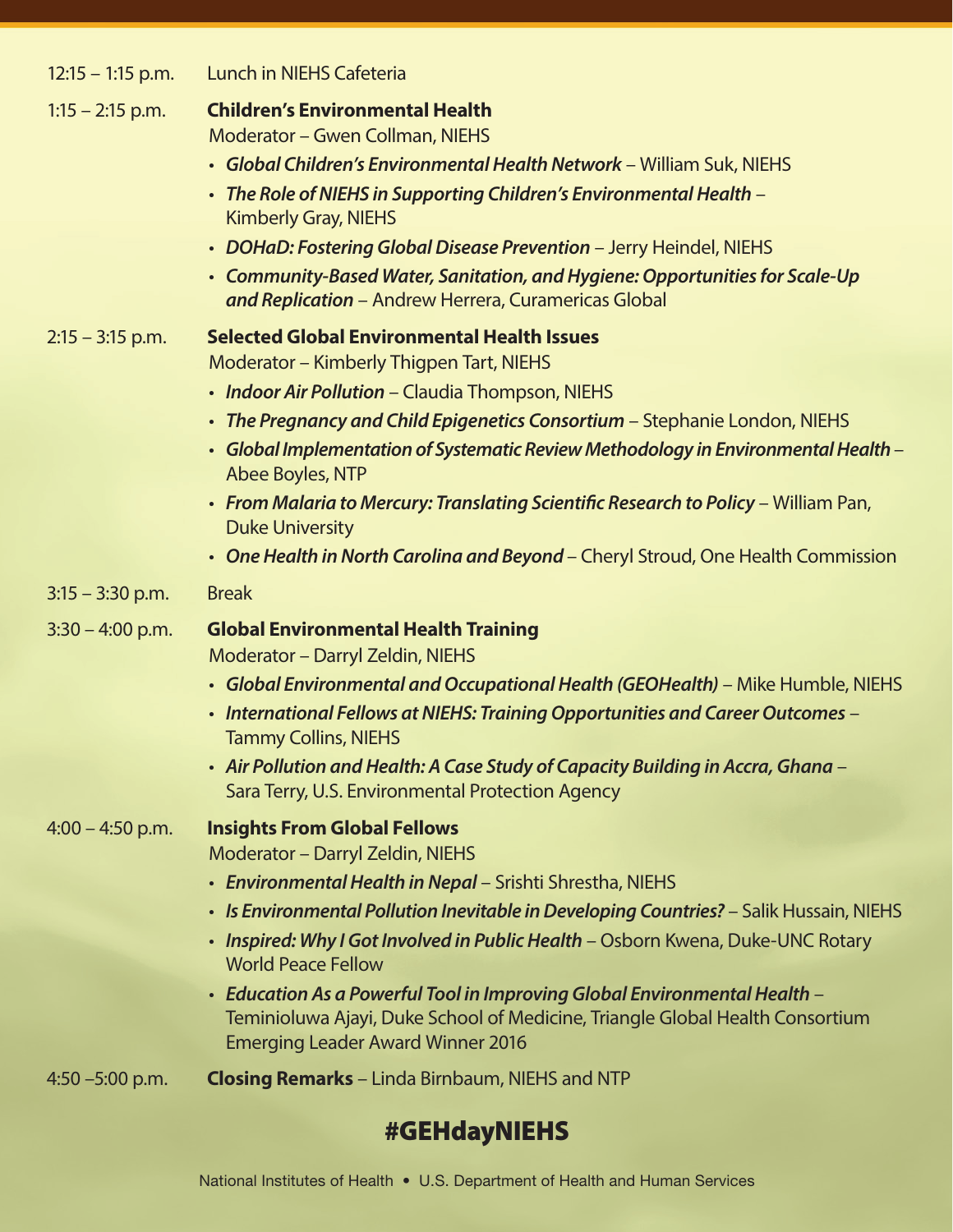12:15 – 1:15 p.m. Lunch in NIEHS Cafeteria

1:15 – 2:15 p.m. **Children's Environmental Health**

Moderator – Gwen Collman, NIEHS

- ***Global Children's Environmental Health Network*** – William Suk, NIEHS
- ***The Role of NIEHS in Supporting Children's Environmental Health*** – Kimberly Gray, NIEHS
- ***DOHaD: Fostering Global Disease Prevention*** – Jerry Heindel, NIEHS
- ***Community-Based Water, Sanitation, and Hygiene: Opportunities for Scale-Up and Replication*** – Andrew Herrera, Curamericas Global

2:15 – 3:15 p.m. **Selected Global Environmental Health Issues**

Moderator – Kimberly Thigpen Tart, NIEHS

- ***Indoor Air Pollution*** – Claudia Thompson, NIEHS
- ***The Pregnancy and Child Epigenetics Consortium*** – Stephanie London, NIEHS
- ***Global Implementation of Systematic Review Methodology in Environmental Health*** – Abee Boyles, NTP
- ***From Malaria to Mercury: Translating Scientific Research to Policy*** – William Pan, Duke University
- ***One Health in North Carolina and Beyond*** – Cheryl Stroud, One Health Commission

3:15 – 3:30 p.m. Break

3:30 – 4:00 p.m. **Global Environmental Health Training**

Moderator – Darryl Zeldin, NIEHS

- ***Global Environmental and Occupational Health (GEOHealth)*** – Mike Humble, NIEHS
- ***International Fellows at NIEHS: Training Opportunities and Career Outcomes*** – Tammy Collins, NIEHS
- ***Air Pollution and Health: A Case Study of Capacity Building in Accra, Ghana*** – Sara Terry, U.S. Environmental Protection Agency

4:00 – 4:50 p.m. **Insights From Global Fellows**

Moderator – Darryl Zeldin, NIEHS

- ***Environmental Health in Nepal*** – Srishti Shrestha, NIEHS
- ***Is Environmental Pollution Inevitable in Developing Countries?*** – Salik Hussain, NIEHS
- ***Inspired: Why I Got Involved in Public Health*** – Osborn Kwena, Duke-UNC Rotary World Peace Fellow
- ***Education As a Powerful Tool in Improving Global Environmental Health*** – Teminioluwa Ajayi, Duke School of Medicine, Triangle Global Health Consortium Emerging Leader Award Winner 2016

4:50 –5:00 p.m. **Closing Remarks** – Linda Birnbaum, NIEHS and NTP

**#GEHdayNIEHS**

National Institutes of Health • U.S. Department of Health and Human Services